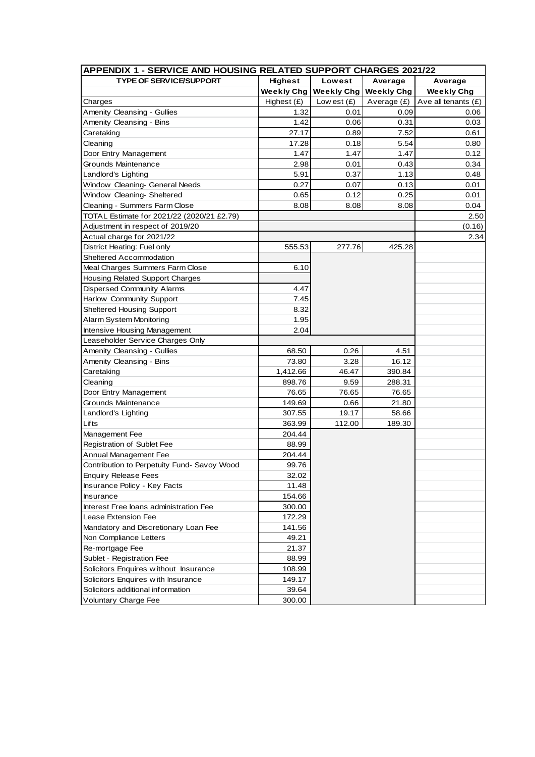| APPENDIX 1 - SERVICE AND HOUSING RELATED SUPPORT CHARGES 2021/22 | | | | |
|---|---|---|---|---|
| **TYPE OF SERVICE/SUPPORT** | **Highest Weekly Chg** | **Lowest Weekly Chg** | **Average Weekly Chg** | **Average Weekly Chg** |
| Charges | Highest (£) | Lowest (£) | Average (£) | Ave all tenants (£) |
| Amenity Cleansing - Gullies | 1.32 | 0.01 | 0.09 | 0.06 |
| Amenity Cleansing - Bins | 1.42 | 0.06 | 0.31 | 0.03 |
| Caretaking | 27.17 | 0.89 | 7.52 | 0.61 |
| Cleaning | 17.28 | 0.18 | 5.54 | 0.80 |
| Door Entry Management | 1.47 | 1.47 | 1.47 | 0.12 |
| Grounds Maintenance | 2.98 | 0.01 | 0.43 | 0.34 |
| Landlord's Lighting | 5.91 | 0.37 | 1.13 | 0.48 |
| Window Cleaning- General Needs | 0.27 | 0.07 | 0.13 | 0.01 |
| Window Cleaning- Sheltered | 0.65 | 0.12 | 0.25 | 0.01 |
| Cleaning - Summers Farm Close | 8.08 | 8.08 | 8.08 | 0.04 |
| TOTAL Estimate for 2021/22 (2020/21 £2.79) | | | | 2.50 |
| Adjustment in respect of 2019/20 | | | | (0.16) |
| Actual charge for 2021/22 | | | | 2.34 |
| District Heating: Fuel only | 555.53 | 277.76 | 425.28 | |
| Sheltered Accommodation | | | | |
| Meal Charges Summers Farm Close | 6.10 | | | |
| Housing Related Support Charges | | | | |
| Dispersed Community Alarms | 4.47 | | | |
| Harlow Community Support | 7.45 | | | |
| Sheltered Housing Support | 8.32 | | | |
| Alarm System Monitoring | 1.95 | | | |
| Intensive Housing Management | 2.04 | | | |
| Leaseholder Service Charges Only | | | | |
| Amenity Cleansing - Gullies | 68.50 | 0.26 | 4.51 | |
| Amenity Cleansing - Bins | 73.80 | 3.28 | 16.12 | |
| Caretaking | 1,412.66 | 46.47 | 390.84 | |
| Cleaning | 898.76 | 9.59 | 288.31 | |
| Door Entry Management | 76.65 | 76.65 | 76.65 | |
| Grounds Maintenance | 149.69 | 0.66 | 21.80 | |
| Landlord's Lighting | 307.55 | 19.17 | 58.66 | |
| Lifts | 363.99 | 112.00 | 189.30 | |
| Management Fee | 204.44 | | | |
| Registration of Sublet Fee | 88.99 | | | |
| Annual Management Fee | 204.44 | | | |
| Contribution to Perpetuity Fund- Savoy Wood | 99.76 | | | |
| Enquiry Release Fees | 32.02 | | | |
| Insurance Policy - Key Facts | 11.48 | | | |
| Insurance | 154.66 | | | |
| Interest Free loans administration Fee | 300.00 | | | |
| Lease Extension Fee | 172.29 | | | |
| Mandatory and Discretionary Loan Fee | 141.56 | | | |
| Non Compliance Letters | 49.21 | | | |
| Re-mortgage Fee | 21.37 | | | |
| Sublet - Registration Fee | 88.99 | | | |
| Solicitors Enquires without Insurance | 108.99 | | | |
| Solicitors Enquires with Insurance | 149.17 | | | |
| Solicitors additional information | 39.64 | | | |
| Voluntary Charge Fee | 300.00 | | | |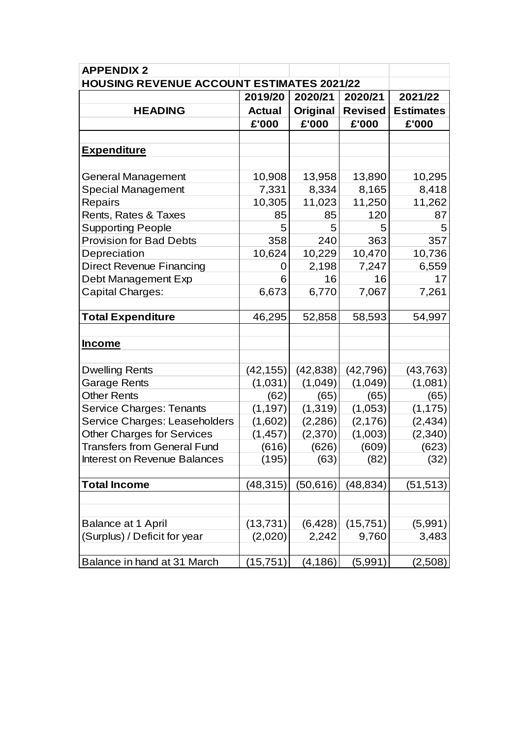| APPENDIX 2 | | | | |
|---|---|---|---|---|
| **HOUSING REVENUE ACCOUNT ESTIMATES 2021/22** | | | | |
| | **2019/20** | **2020/21** | **2020/21** | **2021/22** |
| **HEADING** | **Actual** | **Original** | **Revised** | **Estimates** |
| | **£'000** | **£'000** | **£'000** | **£'000** |
| | | | | |
| **Expenditure** | | | | |
| | | | | |
| General Management | 10,908 | 13,958 | 13,890 | 10,295 |
| Special Management | 7,331 | 8,334 | 8,165 | 8,418 |
| Repairs | 10,305 | 11,023 | 11,250 | 11,262 |
| Rents, Rates & Taxes | 85 | 85 | 120 | 87 |
| Supporting People | 5 | 5 | 5 | 5 |
| Provision for Bad Debts | 358 | 240 | 363 | 357 |
| Depreciation | 10,624 | 10,229 | 10,470 | 10,736 |
| Direct Revenue Financing | 0 | 2,198 | 7,247 | 6,559 |
| Debt Management Exp | 6 | 16 | 16 | 17 |
| Capital Charges: | 6,673 | 6,770 | 7,067 | 7,261 |
| | | | | |
| **Total Expenditure** | 46,295 | 52,858 | 58,593 | 54,997 |
| | | | | |
| **Income** | | | | |
| | | | | |
| Dwelling Rents | (42,155) | (42,838) | (42,796) | (43,763) |
| Garage Rents | (1,031) | (1,049) | (1,049) | (1,081) |
| Other Rents | (62) | (65) | (65) | (65) |
| Service Charges: Tenants | (1,197) | (1,319) | (1,053) | (1,175) |
| Service Charges: Leaseholders | (1,602) | (2,286) | (2,176) | (2,434) |
| Other Charges for Services | (1,457) | (2,370) | (1,003) | (2,340) |
| Transfers from General Fund | (616) | (626) | (609) | (623) |
| Interest on Revenue Balances | (195) | (63) | (82) | (32) |
| | | | | |
| **Total Income** | (48,315) | (50,616) | (48,834) | (51,513) |
| | | | | |
| | | | | |
| Balance at 1 April | (13,731) | (6,428) | (15,751) | (5,991) |
| (Surplus) / Deficit for year | (2,020) | 2,242 | 9,760 | 3,483 |
| | | | | |
| Balance in hand at 31 March | (15,751) | (4,186) | (5,991) | (2,508) |